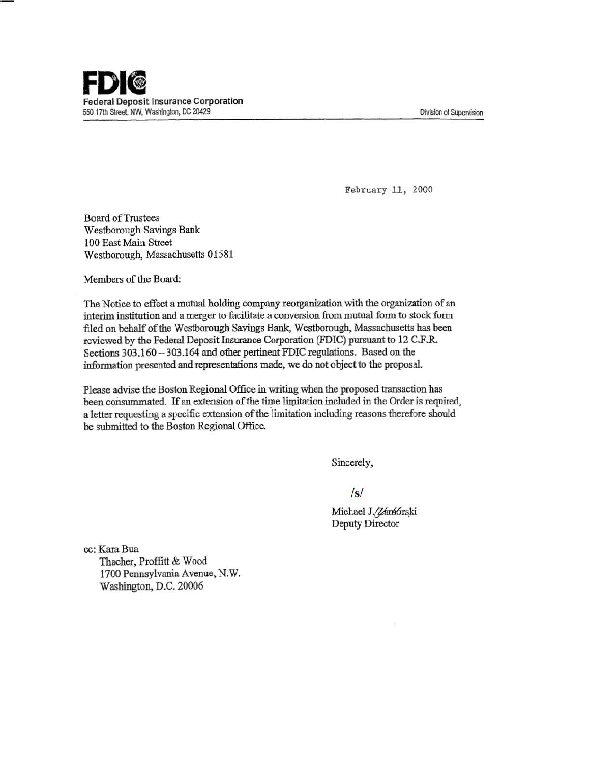**FDIC**
**Federal Deposit Insurance Corporation**
550 17th Street, NW, Washington, DC 20429

Division of Supervision

February 11, 2000

Board of Trustees
Westborough Savings Bank
100 East Main Street
Westborough, Massachusetts 01581

Members of the Board:

The Notice to effect a mutual holding company reorganization with the organization of an interim institution and a merger to facilitate a conversion from mutual form to stock form filed on behalf of the Westborough Savings Bank, Westborough, Massachusetts has been reviewed by the Federal Deposit Insurance Corporation (FDIC) pursuant to 12 C.F.R. Sections 303.160 – 303.164 and other pertinent FDIC regulations. Based on the information presented and representations made, we do not object to the proposal.

Please advise the Boston Regional Office in writing when the proposed transaction has been consummated. If an extension of the time limitation included in the Order is required, a letter requesting a specific extension of the limitation including reasons therefore should be submitted to the Boston Regional Office.

Sincerely,

/s/

Michael J. Zamorski
Deputy Director

cc: Kara Bua
Thacher, Proffitt & Wood
1700 Pennsylvania Avenue, N.W.
Washington, D.C. 20006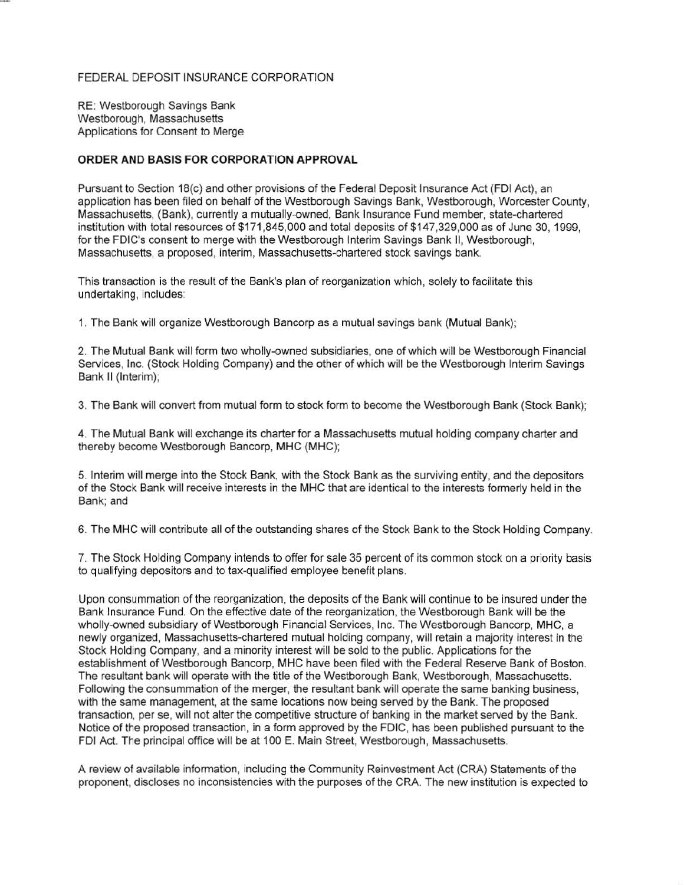FEDERAL DEPOSIT INSURANCE CORPORATION

RE: Westborough Savings Bank
Westborough, Massachusetts
Applications for Consent to Merge

**ORDER AND BASIS FOR CORPORATION APPROVAL**

Pursuant to Section 18(c) and other provisions of the Federal Deposit Insurance Act (FDI Act), an application has been filed on behalf of the Westborough Savings Bank, Westborough, Worcester County, Massachusetts, (Bank), currently a mutually-owned, Bank Insurance Fund member, state-chartered institution with total resources of $171,845,000 and total deposits of $147,329,000 as of June 30, 1999, for the FDIC's consent to merge with the Westborough Interim Savings Bank II, Westborough, Massachusetts, a proposed, interim, Massachusetts-chartered stock savings bank.

This transaction is the result of the Bank's plan of reorganization which, solely to facilitate this undertaking, includes:

1. The Bank will organize Westborough Bancorp as a mutual savings bank (Mutual Bank);

2. The Mutual Bank will form two wholly-owned subsidiaries, one of which will be Westborough Financial Services, Inc. (Stock Holding Company) and the other of which will be the Westborough Interim Savings Bank II (Interim);

3. The Bank will convert from mutual form to stock form to become the Westborough Bank (Stock Bank);

4. The Mutual Bank will exchange its charter for a Massachusetts mutual holding company charter and thereby become Westborough Bancorp, MHC (MHC);

5. Interim will merge into the Stock Bank, with the Stock Bank as the surviving entity, and the depositors of the Stock Bank will receive interests in the MHC that are identical to the interests formerly held in the Bank; and

6. The MHC will contribute all of the outstanding shares of the Stock Bank to the Stock Holding Company.

7. The Stock Holding Company intends to offer for sale 35 percent of its common stock on a priority basis to qualifying depositors and to tax-qualified employee benefit plans.

Upon consummation of the reorganization, the deposits of the Bank will continue to be insured under the Bank Insurance Fund. On the effective date of the reorganization, the Westborough Bank will be the wholly-owned subsidiary of Westborough Financial Services, Inc. The Westborough Bancorp, MHC, a newly organized, Massachusetts-chartered mutual holding company, will retain a majority interest in the Stock Holding Company, and a minority interest will be sold to the public. Applications for the establishment of Westborough Bancorp, MHC have been filed with the Federal Reserve Bank of Boston. The resultant bank will operate with the title of the Westborough Bank, Westborough, Massachusetts. Following the consummation of the merger, the resultant bank will operate the same banking business, with the same management, at the same locations now being served by the Bank. The proposed transaction, per se, will not alter the competitive structure of banking in the market served by the Bank. Notice of the proposed transaction, in a form approved by the FDIC, has been published pursuant to the FDI Act. The principal office will be at 100 E. Main Street, Westborough, Massachusetts.

A review of available information, including the Community Reinvestment Act (CRA) Statements of the proponent, discloses no inconsistencies with the purposes of the CRA. The new institution is expected to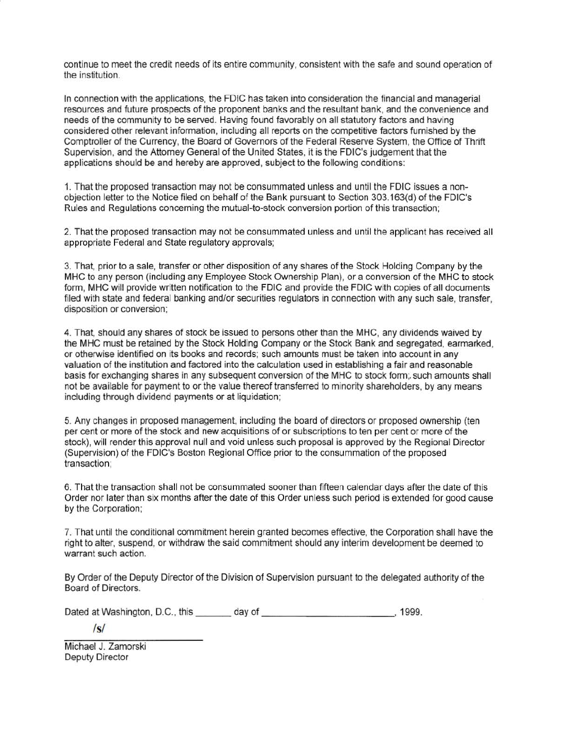continue to meet the credit needs of its entire community, consistent with the safe and sound operation of the institution.

In connection with the applications, the FDIC has taken into consideration the financial and managerial resources and future prospects of the proponent banks and the resultant bank, and the convenience and needs of the community to be served. Having found favorably on all statutory factors and having considered other relevant information, including all reports on the competitive factors furnished by the Comptroller of the Currency, the Board of Governors of the Federal Reserve System, the Office of Thrift Supervision, and the Attorney General of the United States, it is the FDIC's judgement that the applications should be and hereby are approved, subject to the following conditions:

1. That the proposed transaction may not be consummated unless and until the FDIC issues a non-objection letter to the Notice filed on behalf of the Bank pursuant to Section 303.163(d) of the FDIC's Rules and Regulations concerning the mutual-to-stock conversion portion of this transaction;

2. That the proposed transaction may not be consummated unless and until the applicant has received all appropriate Federal and State regulatory approvals;

3. That, prior to a sale, transfer or other disposition of any shares of the Stock Holding Company by the MHC to any person (including any Employee Stock Ownership Plan), or a conversion of the MHC to stock form, MHC will provide written notification to the FDIC and provide the FDIC with copies of all documents filed with state and federal banking and/or securities regulators in connection with any such sale, transfer, disposition or conversion;

4. That, should any shares of stock be issued to persons other than the MHC, any dividends waived by the MHC must be retained by the Stock Holding Company or the Stock Bank and segregated, earmarked, or otherwise identified on its books and records; such amounts must be taken into account in any valuation of the institution and factored into the calculation used in establishing a fair and reasonable basis for exchanging shares in any subsequent conversion of the MHC to stock form;. such amounts shall not be available for payment to or the value thereof transferred to minority shareholders, by any means including through dividend payments or at liquidation;

5. Any changes in proposed management, including the board of directors or proposed ownership (ten per cent or more of the stock and new acquisitions of or subscriptions to ten per cent or more of the stock), will render this approval null and void unless such proposal is approved by the Regional Director (Supervision) of the FDIC's Boston Regional Office prior to the consummation of the proposed transaction;

6. That the transaction shall not be consummated sooner than fifteen calendar days after the date of this Order nor later than six months after the date of this Order unless such period is extended for good cause by the Corporation;

7. That until the conditional commitment herein granted becomes effective, the Corporation shall have the right to alter, suspend, or withdraw the said commitment should any interim development be deemed to warrant such action.

By Order of the Deputy Director of the Division of Supervision pursuant to the delegated authority of the Board of Directors.

Dated at Washington, D.C., this _______ day of _________________________, 1999.

/s/

Michael J. Zamorski
Deputy Director